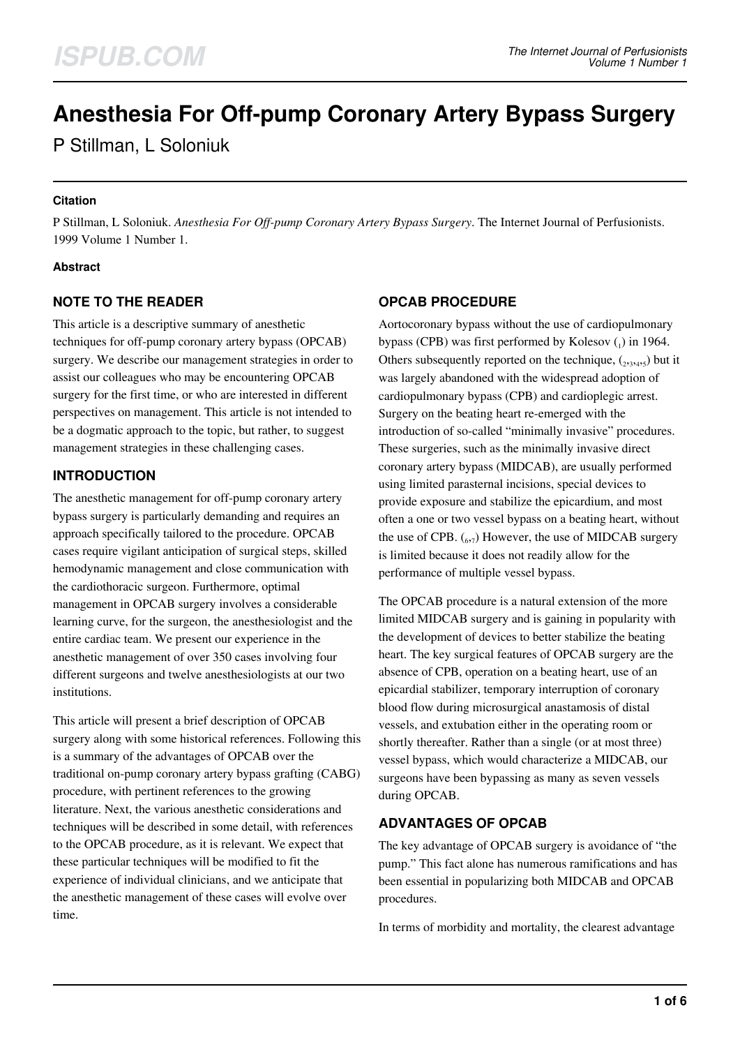# Anesthesia For Off-pump Coronary Artery Bypass Surgery

P Stillman, L Soloniuk

#### Citation

P Stillman, L Soloniuk. *Anesthesia For Off-pump Coronary Artery Bypass Surgery*. The Internet Journal of Perfusionists. 1999 Volume 1 Number 1.

#### Abstract

## NOTE TO THE READER

This article is a descriptive summary of anesthetic techniques for off-pump coronary artery bypass (OPCAB) surgery. We describe our management strategies in order to assist our colleagues who may be encountering OPCAB surgery for the first time, or who are interested in different perspectives on management. This article is not intended to be a dogmatic approach to the topic, but rather, to suggest management strategies in these challenging cases.

## INTRODUCTION

The anesthetic management for off-pump coronary artery bypass surgery is particularly demanding and requires an approach specifically tailored to the procedure. OPCAB cases require vigilant anticipation of surgical steps, skilled hemodynamic management and close communication with the cardiothoracic surgeon. Furthermore, optimal management in OPCAB surgery involves a considerable learning curve, for the surgeon, the anesthesiologist and the entire cardiac team. We present our experience in the anesthetic management of over 350 cases involving four different surgeons and twelve anesthesiologists at our two institutions.

This article will present a brief description of OPCAB surgery along with some historical references. Following this is a summary of the advantages of OPCAB over the traditional on-pump coronary artery bypass grafting (CABG) procedure, with pertinent references to the growing literature. Next, the various anesthetic considerations and techniques will be described in some detail, with references to the OPCAB procedure, as it is relevant. We expect that these particular techniques will be modified to fit the experience of individual clinicians, and we anticipate that the anesthetic management of these cases will evolve over time.

## OPCAB PROCEDURE

Aortocoronary bypass without the use of cardiopulmonary bypass (CPB) was first performed by Kolesov ([1]) in 1964. Others subsequently reported on the technique, ([2,3,4,5]) but it was largely abandoned with the widespread adoption of cardiopulmonary bypass (CPB) and cardioplegic arrest. Surgery on the beating heart re-emerged with the introduction of so-called "minimally invasive" procedures. These surgeries, such as the minimally invasive direct coronary artery bypass (MIDCAB), are usually performed using limited parasternal incisions, special devices to provide exposure and stabilize the epicardium, and most often a one or two vessel bypass on a beating heart, without the use of CPB. ([6,7]) However, the use of MIDCAB surgery is limited because it does not readily allow for the performance of multiple vessel bypass.

The OPCAB procedure is a natural extension of the more limited MIDCAB surgery and is gaining in popularity with the development of devices to better stabilize the beating heart. The key surgical features of OPCAB surgery are the absence of CPB, operation on a beating heart, use of an epicardial stabilizer, temporary interruption of coronary blood flow during microsurgical anastamosis of distal vessels, and extubation either in the operating room or shortly thereafter. Rather than a single (or at most three) vessel bypass, which would characterize a MIDCAB, our surgeons have been bypassing as many as seven vessels during OPCAB.

## ADVANTAGES OF OPCAB

The key advantage of OPCAB surgery is avoidance of "the pump." This fact alone has numerous ramifications and has been essential in popularizing both MIDCAB and OPCAB procedures.

In terms of morbidity and mortality, the clearest advantage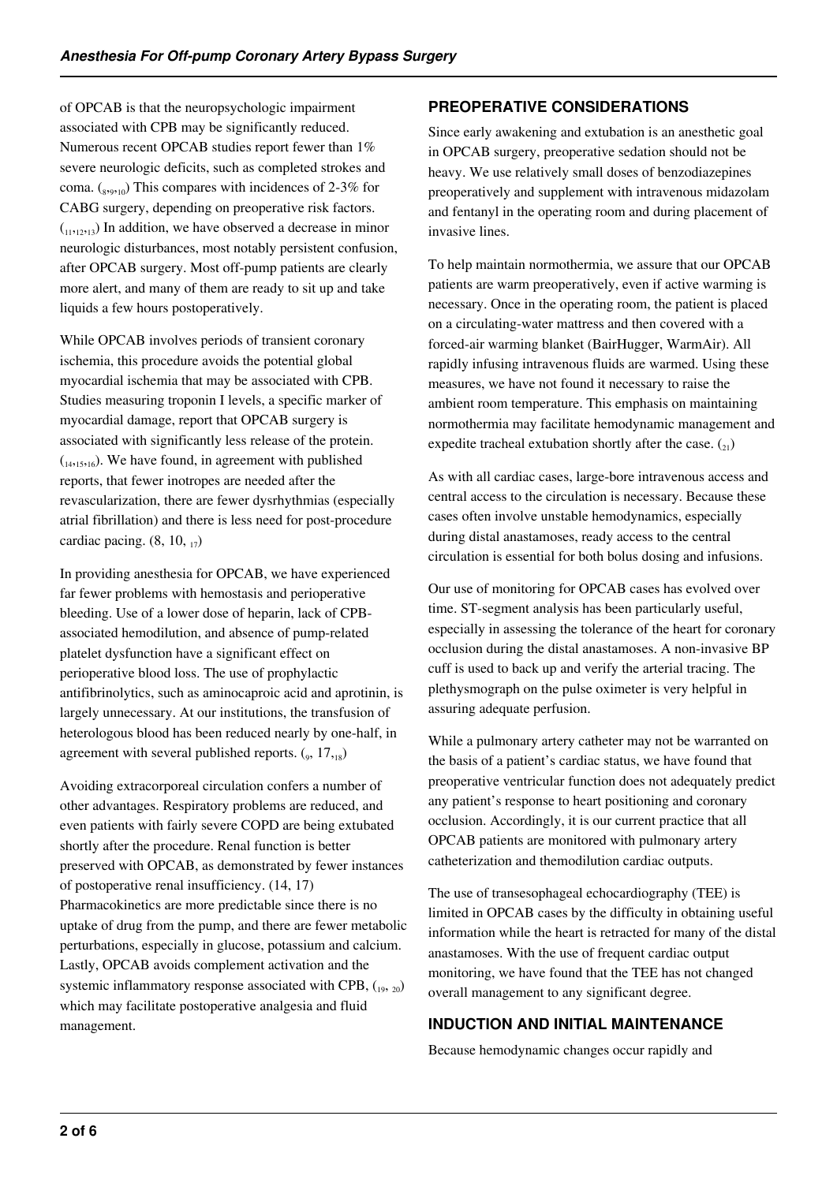of OPCAB is that the neuropsychologic impairment associated with CPB may be significantly reduced. Numerous recent OPCAB studies report fewer than 1% severe neurologic deficits, such as completed strokes and coma. ([8,9,10]) This compares with incidences of 2-3% for CABG surgery, depending on preoperative risk factors. ([11,12,13]) In addition, we have observed a decrease in minor neurologic disturbances, most notably persistent confusion, after OPCAB surgery. Most off-pump patients are clearly more alert, and many of them are ready to sit up and take liquids a few hours postoperatively.

While OPCAB involves periods of transient coronary ischemia, this procedure avoids the potential global myocardial ischemia that may be associated with CPB. Studies measuring troponin I levels, a specific marker of myocardial damage, report that OPCAB surgery is associated with significantly less release of the protein. ([14,15,16]). We have found, in agreement with published reports, that fewer inotropes are needed after the revascularization, there are fewer dysrhythmias (especially atrial fibrillation) and there is less need for post-procedure cardiac pacing. (8, 10, [17])

In providing anesthesia for OPCAB, we have experienced far fewer problems with hemostasis and perioperative bleeding. Use of a lower dose of heparin, lack of CPB-associated hemodilution, and absence of pump-related platelet dysfunction have a significant effect on perioperative blood loss. The use of prophylactic antifibrinolytics, such as aminocaproic acid and aprotinin, is largely unnecessary. At our institutions, the transfusion of heterologous blood has been reduced nearly by one-half, in agreement with several published reports. ([9], 17,[18])

Avoiding extracorporeal circulation confers a number of other advantages. Respiratory problems are reduced, and even patients with fairly severe COPD are being extubated shortly after the procedure. Renal function is better preserved with OPCAB, as demonstrated by fewer instances of postoperative renal insufficiency. (14, 17) Pharmacokinetics are more predictable since there is no uptake of drug from the pump, and there are fewer metabolic perturbations, especially in glucose, potassium and calcium. Lastly, OPCAB avoids complement activation and the systemic inflammatory response associated with CPB, ([19, 20]) which may facilitate postoperative analgesia and fluid management.

## PREOPERATIVE CONSIDERATIONS

Since early awakening and extubation is an anesthetic goal in OPCAB surgery, preoperative sedation should not be heavy. We use relatively small doses of benzodiazepines preoperatively and supplement with intravenous midazolam and fentanyl in the operating room and during placement of invasive lines.

To help maintain normothermia, we assure that our OPCAB patients are warm preoperatively, even if active warming is necessary. Once in the operating room, the patient is placed on a circulating-water mattress and then covered with a forced-air warming blanket (BairHugger, WarmAir). All rapidly infusing intravenous fluids are warmed. Using these measures, we have not found it necessary to raise the ambient room temperature. This emphasis on maintaining normothermia may facilitate hemodynamic management and expedite tracheal extubation shortly after the case. ([21])

As with all cardiac cases, large-bore intravenous access and central access to the circulation is necessary. Because these cases often involve unstable hemodynamics, especially during distal anastamoses, ready access to the central circulation is essential for both bolus dosing and infusions.

Our use of monitoring for OPCAB cases has evolved over time. ST-segment analysis has been particularly useful, especially in assessing the tolerance of the heart for coronary occlusion during the distal anastamoses. A non-invasive BP cuff is used to back up and verify the arterial tracing. The plethysmograph on the pulse oximeter is very helpful in assuring adequate perfusion.

While a pulmonary artery catheter may not be warranted on the basis of a patient's cardiac status, we have found that preoperative ventricular function does not adequately predict any patient's response to heart positioning and coronary occlusion. Accordingly, it is our current practice that all OPCAB patients are monitored with pulmonary artery catheterization and themodilution cardiac outputs.

The use of transesophageal echocardiography (TEE) is limited in OPCAB cases by the difficulty in obtaining useful information while the heart is retracted for many of the distal anastamoses. With the use of frequent cardiac output monitoring, we have found that the TEE has not changed overall management to any significant degree.

## INDUCTION AND INITIAL MAINTENANCE

Because hemodynamic changes occur rapidly and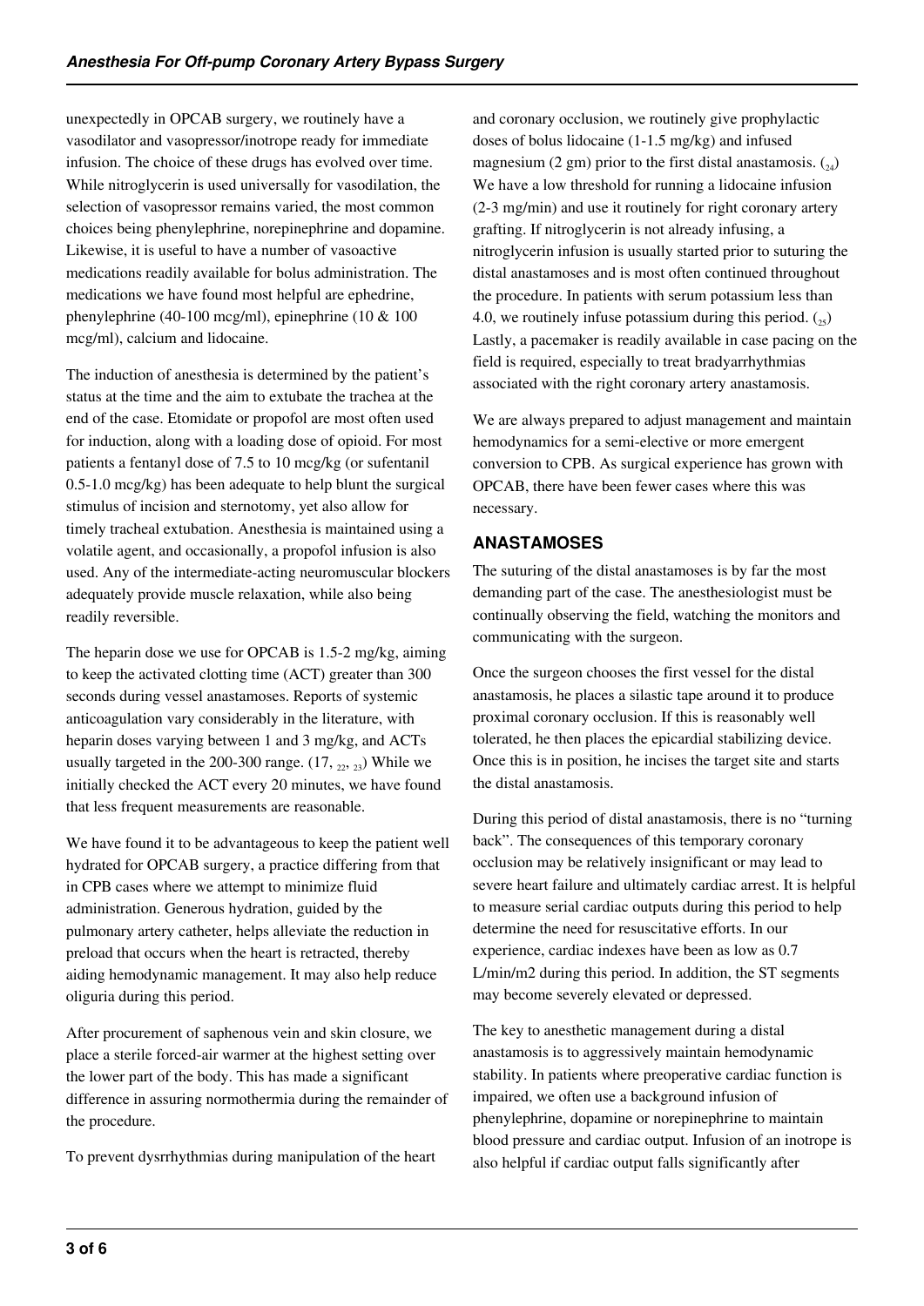unexpectedly in OPCAB surgery, we routinely have a vasodilator and vasopressor/inotrope ready for immediate infusion. The choice of these drugs has evolved over time. While nitroglycerin is used universally for vasodilation, the selection of vasopressor remains varied, the most common choices being phenylephrine, norepinephrine and dopamine. Likewise, it is useful to have a number of vasoactive medications readily available for bolus administration. The medications we have found most helpful are ephedrine, phenylephrine (40-100 mcg/ml), epinephrine (10 & 100 mcg/ml), calcium and lidocaine.

The induction of anesthesia is determined by the patient's status at the time and the aim to extubate the trachea at the end of the case. Etomidate or propofol are most often used for induction, along with a loading dose of opioid. For most patients a fentanyl dose of 7.5 to 10 mcg/kg (or sufentanil 0.5-1.0 mcg/kg) has been adequate to help blunt the surgical stimulus of incision and sternotomy, yet also allow for timely tracheal extubation. Anesthesia is maintained using a volatile agent, and occasionally, a propofol infusion is also used. Any of the intermediate-acting neuromuscular blockers adequately provide muscle relaxation, while also being readily reversible.

The heparin dose we use for OPCAB is 1.5-2 mg/kg, aiming to keep the activated clotting time (ACT) greater than 300 seconds during vessel anastamoses. Reports of systemic anticoagulation vary considerably in the literature, with heparin doses varying between 1 and 3 mg/kg, and ACTs usually targeted in the 200-300 range. (17, [22], [23]) While we initially checked the ACT every 20 minutes, we have found that less frequent measurements are reasonable.

We have found it to be advantageous to keep the patient well hydrated for OPCAB surgery, a practice differing from that in CPB cases where we attempt to minimize fluid administration. Generous hydration, guided by the pulmonary artery catheter, helps alleviate the reduction in preload that occurs when the heart is retracted, thereby aiding hemodynamic management. It may also help reduce oliguria during this period.

After procurement of saphenous vein and skin closure, we place a sterile forced-air warmer at the highest setting over the lower part of the body. This has made a significant difference in assuring normothermia during the remainder of the procedure.

To prevent dysrrhythmias during manipulation of the heart and coronary occlusion, we routinely give prophylactic doses of bolus lidocaine (1-1.5 mg/kg) and infused magnesium (2 gm) prior to the first distal anastamosis. ([24]) We have a low threshold for running a lidocaine infusion (2-3 mg/min) and use it routinely for right coronary artery grafting. If nitroglycerin is not already infusing, a nitroglycerin infusion is usually started prior to suturing the distal anastamoses and is most often continued throughout the procedure. In patients with serum potassium less than 4.0, we routinely infuse potassium during this period. ([25]) Lastly, a pacemaker is readily available in case pacing on the field is required, especially to treat bradyarrhythmias associated with the right coronary artery anastamosis.

We are always prepared to adjust management and maintain hemodynamics for a semi-elective or more emergent conversion to CPB. As surgical experience has grown with OPCAB, there have been fewer cases where this was necessary.

## ANASTAMOSES

The suturing of the distal anastamoses is by far the most demanding part of the case. The anesthesiologist must be continually observing the field, watching the monitors and communicating with the surgeon.

Once the surgeon chooses the first vessel for the distal anastamosis, he places a silastic tape around it to produce proximal coronary occlusion. If this is reasonably well tolerated, he then places the epicardial stabilizing device. Once this is in position, he incises the target site and starts the distal anastamosis.

During this period of distal anastamosis, there is no "turning back". The consequences of this temporary coronary occlusion may be relatively insignificant or may lead to severe heart failure and ultimately cardiac arrest. It is helpful to measure serial cardiac outputs during this period to help determine the need for resuscitative efforts. In our experience, cardiac indexes have been as low as 0.7 L/min/m2 during this period. In addition, the ST segments may become severely elevated or depressed.

The key to anesthetic management during a distal anastamosis is to aggressively maintain hemodynamic stability. In patients where preoperative cardiac function is impaired, we often use a background infusion of phenylephrine, dopamine or norepinephrine to maintain blood pressure and cardiac output. Infusion of an inotrope is also helpful if cardiac output falls significantly after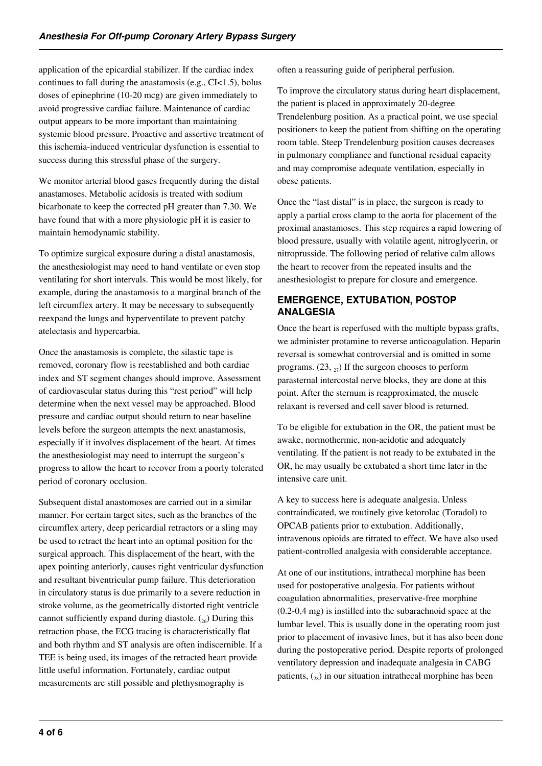application of the epicardial stabilizer. If the cardiac index continues to fall during the anastamosis (e.g., CI<1.5), bolus doses of epinephrine (10-20 mcg) are given immediately to avoid progressive cardiac failure. Maintenance of cardiac output appears to be more important than maintaining systemic blood pressure. Proactive and assertive treatment of this ischemia-induced ventricular dysfunction is essential to success during this stressful phase of the surgery.

We monitor arterial blood gases frequently during the distal anastamoses. Metabolic acidosis is treated with sodium bicarbonate to keep the corrected pH greater than 7.30. We have found that with a more physiologic pH it is easier to maintain hemodynamic stability.

To optimize surgical exposure during a distal anastamosis, the anesthesiologist may need to hand ventilate or even stop ventilating for short intervals. This would be most likely, for example, during the anastamosis to a marginal branch of the left circumflex artery. It may be necessary to subsequently reexpand the lungs and hyperventilate to prevent patchy atelectasis and hypercarbia.

Once the anastamosis is complete, the silastic tape is removed, coronary flow is reestablished and both cardiac index and ST segment changes should improve. Assessment of cardiovascular status during this "rest period" will help determine when the next vessel may be approached. Blood pressure and cardiac output should return to near baseline levels before the surgeon attempts the next anastamosis, especially if it involves displacement of the heart. At times the anesthesiologist may need to interrupt the surgeon's progress to allow the heart to recover from a poorly tolerated period of coronary occlusion.

Subsequent distal anastomoses are carried out in a similar manner. For certain target sites, such as the branches of the circumflex artery, deep pericardial retractors or a sling may be used to retract the heart into an optimal position for the surgical approach. This displacement of the heart, with the apex pointing anteriorly, causes right ventricular dysfunction and resultant biventricular pump failure. This deterioration in circulatory status is due primarily to a severe reduction in stroke volume, as the geometrically distorted right ventricle cannot sufficiently expand during diastole. ([26]) During this retraction phase, the ECG tracing is characteristically flat and both rhythm and ST analysis are often indiscernible. If a TEE is being used, its images of the retracted heart provide little useful information. Fortunately, cardiac output measurements are still possible and plethysmography is often a reassuring guide of peripheral perfusion.

To improve the circulatory status during heart displacement, the patient is placed in approximately 20-degree Trendelenburg position. As a practical point, we use special positioners to keep the patient from shifting on the operating room table. Steep Trendelenburg position causes decreases in pulmonary compliance and functional residual capacity and may compromise adequate ventilation, especially in obese patients.

Once the "last distal" is in place, the surgeon is ready to apply a partial cross clamp to the aorta for placement of the proximal anastamoses. This step requires a rapid lowering of blood pressure, usually with volatile agent, nitroglycerin, or nitroprusside. The following period of relative calm allows the heart to recover from the repeated insults and the anesthesiologist to prepare for closure and emergence.

## EMERGENCE, EXTUBATION, POSTOP ANALGESIA

Once the heart is reperfused with the multiple bypass grafts, we administer protamine to reverse anticoagulation. Heparin reversal is somewhat controversial and is omitted in some programs. (23, [27]) If the surgeon chooses to perform parasternal intercostal nerve blocks, they are done at this point. After the sternum is reapproximated, the muscle relaxant is reversed and cell saver blood is returned.

To be eligible for extubation in the OR, the patient must be awake, normothermic, non-acidotic and adequately ventilating. If the patient is not ready to be extubated in the OR, he may usually be extubated a short time later in the intensive care unit.

A key to success here is adequate analgesia. Unless contraindicated, we routinely give ketorolac (Toradol) to OPCAB patients prior to extubation. Additionally, intravenous opioids are titrated to effect. We have also used patient-controlled analgesia with considerable acceptance.

At one of our institutions, intrathecal morphine has been used for postoperative analgesia. For patients without coagulation abnormalities, preservative-free morphine (0.2-0.4 mg) is instilled into the subarachnoid space at the lumbar level. This is usually done in the operating room just prior to placement of invasive lines, but it has also been done during the postoperative period. Despite reports of prolonged ventilatory depression and inadequate analgesia in CABG patients, ([28]) in our situation intrathecal morphine has been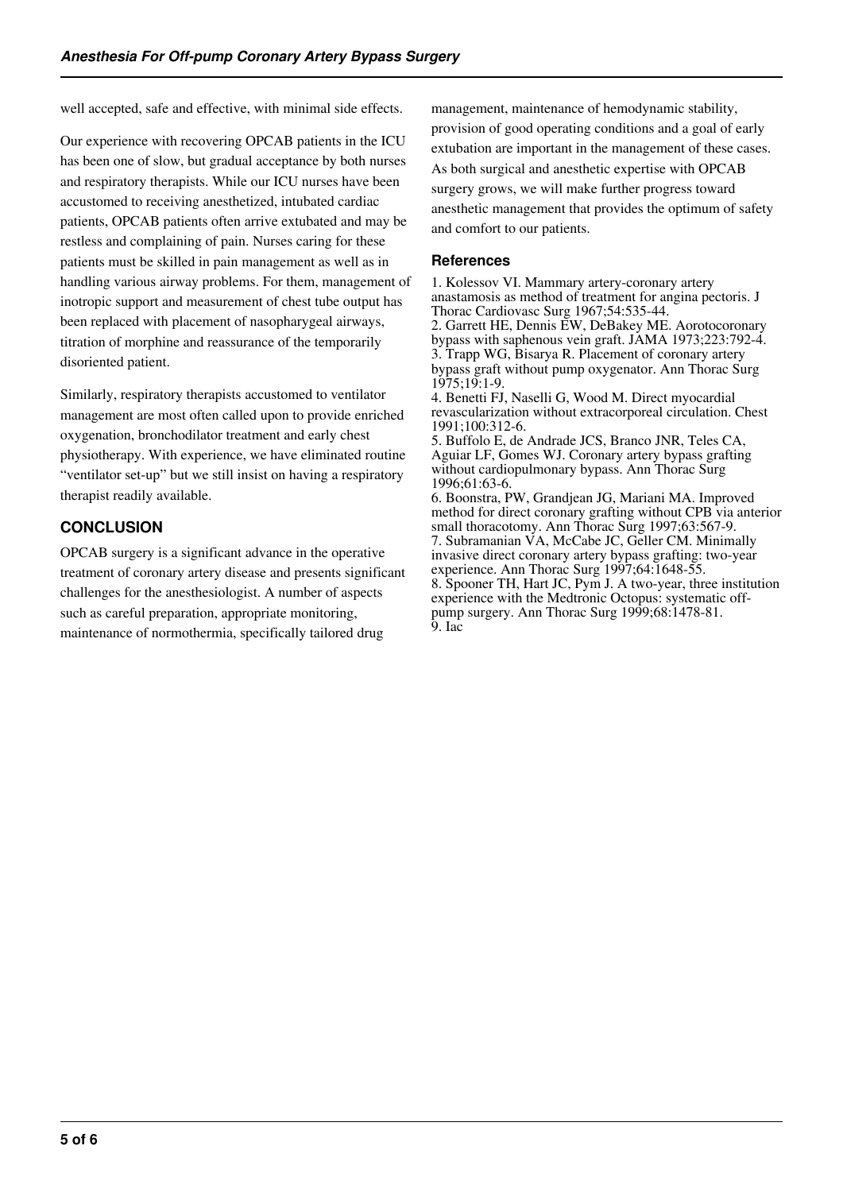well accepted, safe and effective, with minimal side effects.

Our experience with recovering OPCAB patients in the ICU has been one of slow, but gradual acceptance by both nurses and respiratory therapists. While our ICU nurses have been accustomed to receiving anesthetized, intubated cardiac patients, OPCAB patients often arrive extubated and may be restless and complaining of pain. Nurses caring for these patients must be skilled in pain management as well as in handling various airway problems. For them, management of inotropic support and measurement of chest tube output has been replaced with placement of nasopharygeal airways, titration of morphine and reassurance of the temporarily disoriented patient.

Similarly, respiratory therapists accustomed to ventilator management are most often called upon to provide enriched oxygenation, bronchodilator treatment and early chest physiotherapy. With experience, we have eliminated routine "ventilator set-up" but we still insist on having a respiratory therapist readily available.

## CONCLUSION

OPCAB surgery is a significant advance in the operative treatment of coronary artery disease and presents significant challenges for the anesthesiologist. A number of aspects such as careful preparation, appropriate monitoring, maintenance of normothermia, specifically tailored drug management, maintenance of hemodynamic stability, provision of good operating conditions and a goal of early extubation are important in the management of these cases. As both surgical and anesthetic expertise with OPCAB surgery grows, we will make further progress toward anesthetic management that provides the optimum of safety and comfort to our patients.

### References

1. Kolessov VI. Mammary artery-coronary artery anastamosis as method of treatment for angina pectoris. J Thorac Cardiovasc Surg 1967;54:535-44.
2. Garrett HE, Dennis EW, DeBakey ME. Aorotocoronary bypass with saphenous vein graft. JAMA 1973;223:792-4.
3. Trapp WG, Bisarya R. Placement of coronary artery bypass graft without pump oxygenator. Ann Thorac Surg 1975;19:1-9.
4. Benetti FJ, Naselli G, Wood M. Direct myocardial revascularization without extracorporeal circulation. Chest 1991;100:312-6.
5. Buffolo E, de Andrade JCS, Branco JNR, Teles CA, Aguiar LF, Gomes WJ. Coronary artery bypass grafting without cardiopulmonary bypass. Ann Thorac Surg 1996;61:63-6.
6. Boonstra, PW, Grandjean JG, Mariani MA. Improved method for direct coronary grafting without CPB via anterior small thoracotomy. Ann Thorac Surg 1997;63:567-9.
7. Subramanian VA, McCabe JC, Geller CM. Minimally invasive direct coronary artery bypass grafting: two-year experience. Ann Thorac Surg 1997;64:1648-55.
8. Spooner TH, Hart JC, Pym J. A two-year, three institution experience with the Medtronic Octopus: systematic off-pump surgery. Ann Thorac Surg 1999;68:1478-81.
9. Iac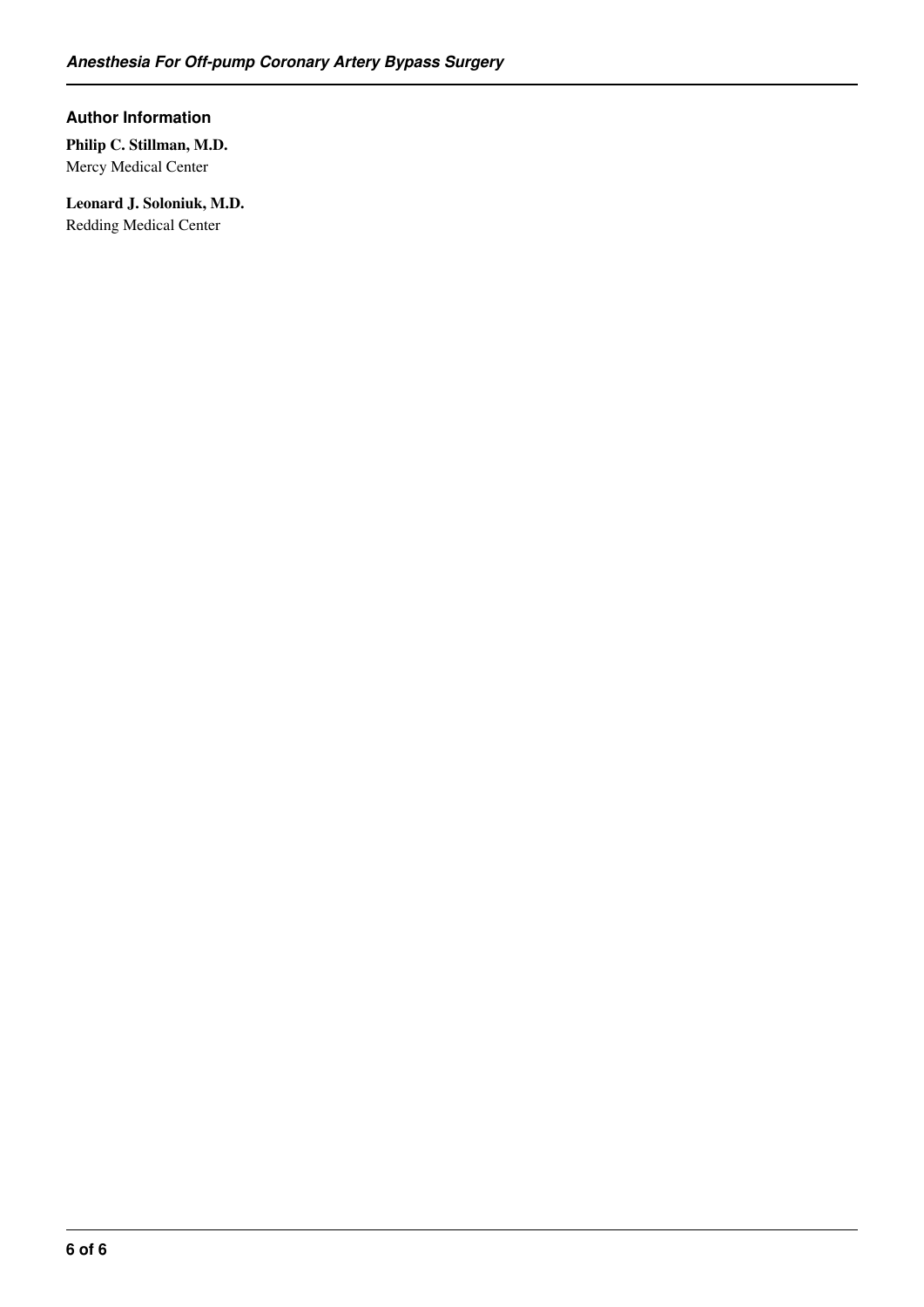## Author Information

**Philip C. Stillman, M.D.**
Mercy Medical Center

**Leonard J. Soloniuk, M.D.**
Redding Medical Center